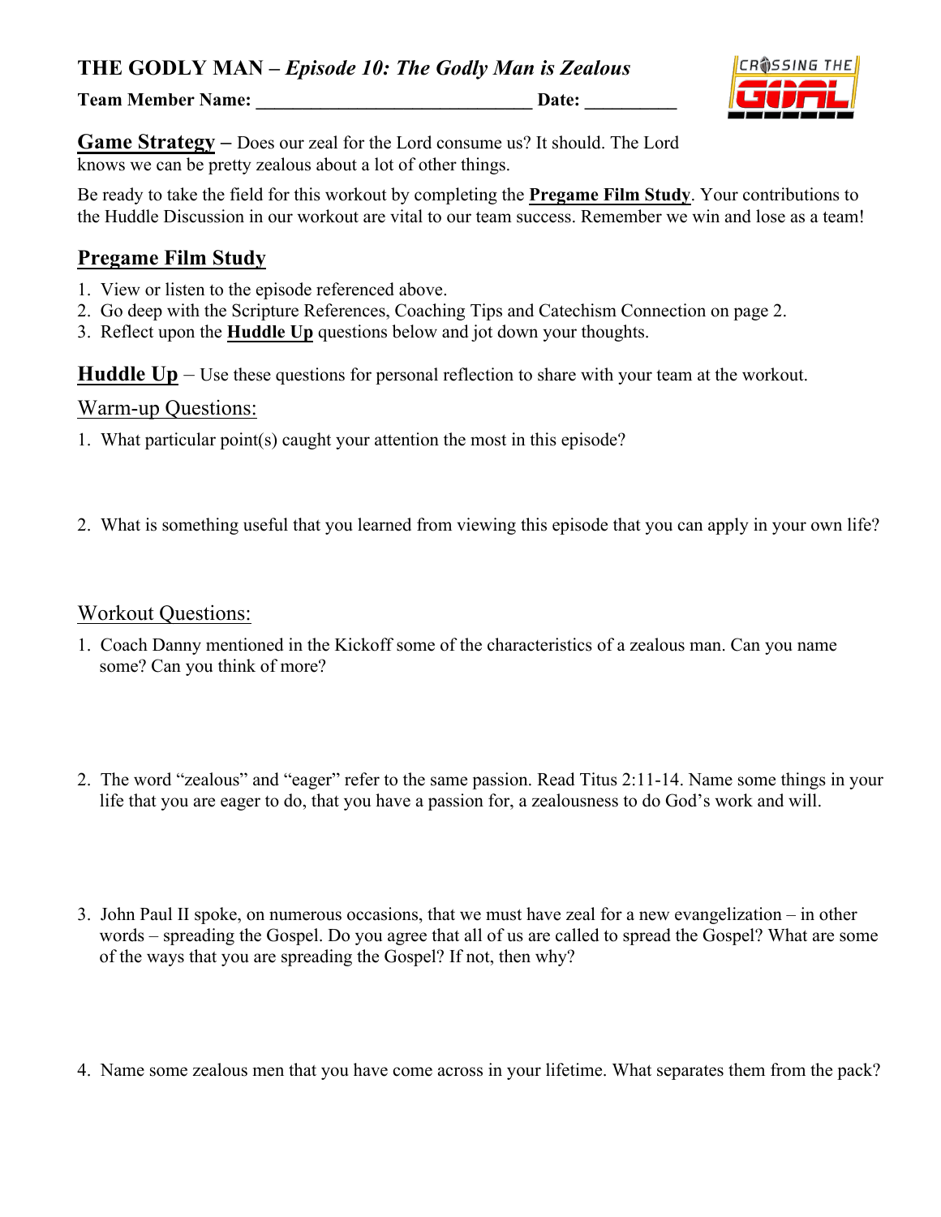# THE GODLY MAN – *Episode 10: The Godly Man is Zealous*

**Team Member Name: ______________________________ Date: __________**

**Game Strategy –** Does our zeal for the Lord consume us? It should. The Lord knows we can be pretty zealous about a lot of other things.

Be ready to take the field for this workout by completing the **Pregame Film Study**. Your contributions to the Huddle Discussion in our workout are vital to our team success. Remember we win and lose as a team!

## Pregame Film Study

1. View or listen to the episode referenced above.
2. Go deep with the Scripture References, Coaching Tips and Catechism Connection on page 2.
3. Reflect upon the **Huddle Up** questions below and jot down your thoughts.

**Huddle Up** – Use these questions for personal reflection to share with your team at the workout.

### Warm-up Questions:

1. What particular point(s) caught your attention the most in this episode?

2. What is something useful that you learned from viewing this episode that you can apply in your own life?

### Workout Questions:

1. Coach Danny mentioned in the Kickoff some of the characteristics of a zealous man. Can you name some? Can you think of more?

2. The word "zealous" and "eager" refer to the same passion. Read Titus 2:11-14. Name some things in your life that you are eager to do, that you have a passion for, a zealousness to do God's work and will.

3. John Paul II spoke, on numerous occasions, that we must have zeal for a new evangelization – in other words – spreading the Gospel. Do you agree that all of us are called to spread the Gospel? What are some of the ways that you are spreading the Gospel? If not, then why?

4. Name some zealous men that you have come across in your lifetime. What separates them from the pack?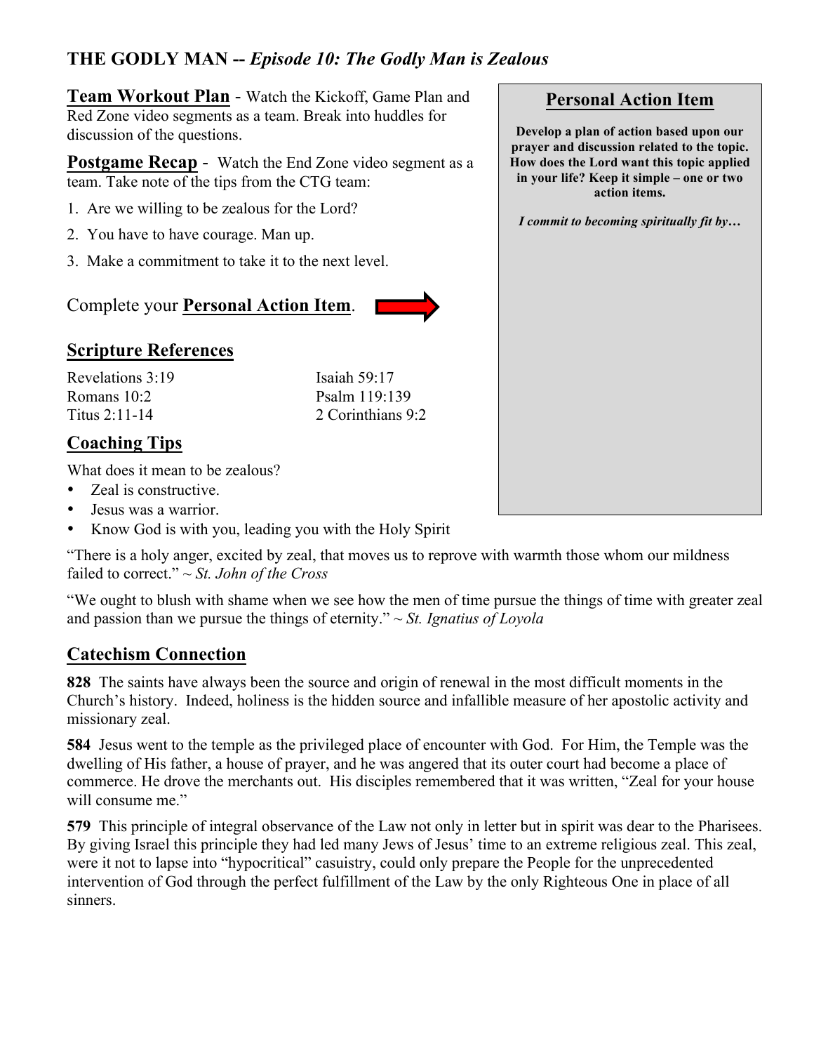## THE GODLY MAN -- *Episode 10: The Godly Man is Zealous*

**Team Workout Plan** - Watch the Kickoff, Game Plan and Red Zone video segments as a team. Break into huddles for discussion of the questions.

**Postgame Recap** - Watch the End Zone video segment as a team. Take note of the tips from the CTG team:

1. Are we willing to be zealous for the Lord?
2. You have to have courage. Man up.
3. Make a commitment to take it to the next level.

Complete your **Personal Action Item**.

### Personal Action Item

**Develop a plan of action based upon our prayer and discussion related to the topic. How does the Lord want this topic applied in your life? Keep it simple – one or two action items.**

***I commit to becoming spiritually fit by…***

### Scripture References

Revelations 3:19
Romans 10:2
Titus 2:11-14
Isaiah 59:17
Psalm 119:139
2 Corinthians 9:2

### Coaching Tips

What does it mean to be zealous?

- Zeal is constructive.
- Jesus was a warrior.
- Know God is with you, leading you with the Holy Spirit

"There is a holy anger, excited by zeal, that moves us to reprove with warmth those whom our mildness failed to correct." ~ *St. John of the Cross*

"We ought to blush with shame when we see how the men of time pursue the things of time with greater zeal and passion than we pursue the things of eternity." ~ *St. Ignatius of Loyola*

### Catechism Connection

**828** The saints have always been the source and origin of renewal in the most difficult moments in the Church's history. Indeed, holiness is the hidden source and infallible measure of her apostolic activity and missionary zeal.

**584** Jesus went to the temple as the privileged place of encounter with God. For Him, the Temple was the dwelling of His father, a house of prayer, and he was angered that its outer court had become a place of commerce. He drove the merchants out. His disciples remembered that it was written, "Zeal for your house will consume me."

**579** This principle of integral observance of the Law not only in letter but in spirit was dear to the Pharisees. By giving Israel this principle they had led many Jews of Jesus' time to an extreme religious zeal. This zeal, were it not to lapse into "hypocritical" casuistry, could only prepare the People for the unprecedented intervention of God through the perfect fulfillment of the Law by the only Righteous One in place of all sinners.